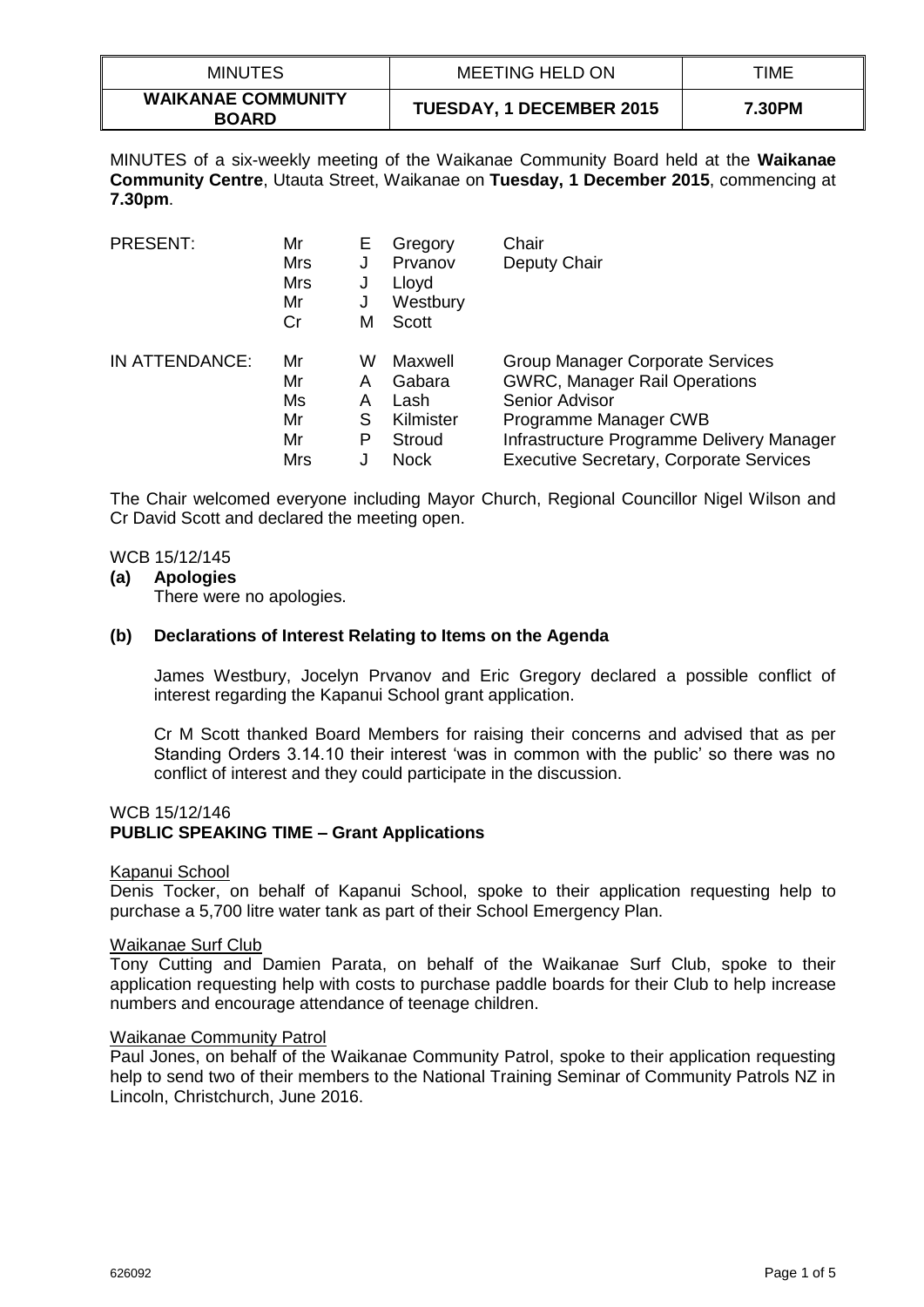| MINUTES | MEETING HELD ON | TIME |
|---|---|---|
| **WAIKANAE COMMUNITY BOARD** | **TUESDAY, 1 DECEMBER 2015** | **7.30PM** |

MINUTES of a six-weekly meeting of the Waikanae Community Board held at the **Waikanae Community Centre**, Utauta Street, Waikanae on **Tuesday, 1 December 2015**, commencing at **7.30pm**.

| | | | | |
|---|---|---|---|---|
| PRESENT: | Mr | E | Gregory | Chair |
| | Mrs | J | Prvanov | Deputy Chair |
| | Mrs | J | Lloyd | |
| | Mr | J | Westbury | |
| | Cr | M | Scott | |
| IN ATTENDANCE: | Mr | W | Maxwell | Group Manager Corporate Services |
| | Mr | A | Gabara | GWRC, Manager Rail Operations |
| | Ms | A | Lash | Senior Advisor |
| | Mr | S | Kilmister | Programme Manager CWB |
| | Mr | P | Stroud | Infrastructure Programme Delivery Manager |
| | Mrs | J | Nock | Executive Secretary, Corporate Services |

The Chair welcomed everyone including Mayor Church, Regional Councillor Nigel Wilson and Cr David Scott and declared the meeting open.

WCB 15/12/145

**(a) Apologies**

There were no apologies.

**(b) Declarations of Interest Relating to Items on the Agenda**

James Westbury, Jocelyn Prvanov and Eric Gregory declared a possible conflict of interest regarding the Kapanui School grant application.

Cr M Scott thanked Board Members for raising their concerns and advised that as per Standing Orders 3.14.10 their interest 'was in common with the public' so there was no conflict of interest and they could participate in the discussion.

WCB 15/12/146

**PUBLIC SPEAKING TIME – Grant Applications**

Kapanui School

Denis Tocker, on behalf of Kapanui School, spoke to their application requesting help to purchase a 5,700 litre water tank as part of their School Emergency Plan.

Waikanae Surf Club

Tony Cutting and Damien Parata, on behalf of the Waikanae Surf Club, spoke to their application requesting help with costs to purchase paddle boards for their Club to help increase numbers and encourage attendance of teenage children.

Waikanae Community Patrol

Paul Jones, on behalf of the Waikanae Community Patrol, spoke to their application requesting help to send two of their members to the National Training Seminar of Community Patrols NZ in Lincoln, Christchurch, June 2016.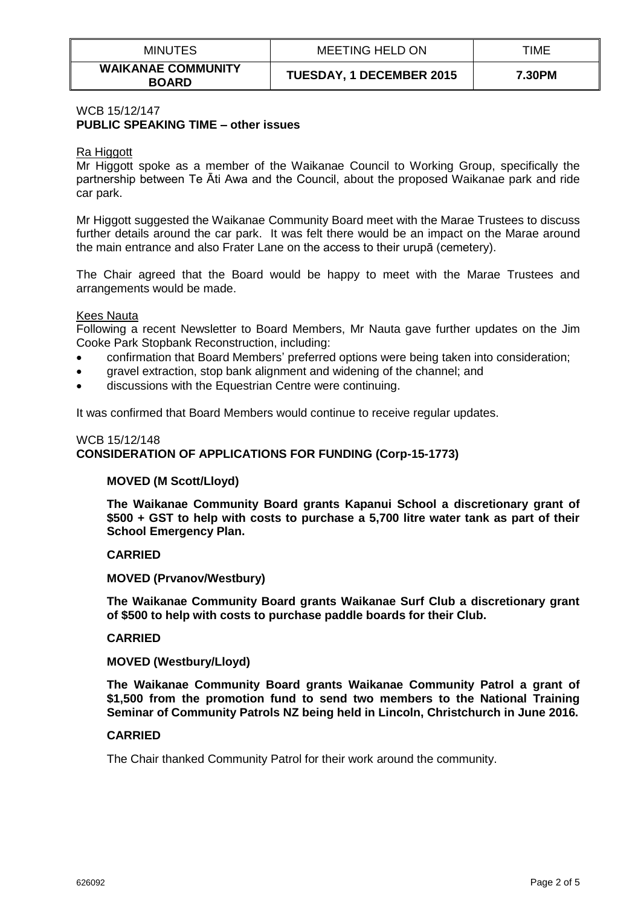| MINUTES | MEETING HELD ON | TIME |
|---|---|---|
| **WAIKANAE COMMUNITY BOARD** | **TUESDAY, 1 DECEMBER 2015** | **7.30PM** |

WCB 15/12/147
**PUBLIC SPEAKING TIME – other issues**

Ra Higgott
Mr Higgott spoke as a member of the Waikanae Council to Working Group, specifically the partnership between Te Āti Awa and the Council, about the proposed Waikanae park and ride car park.

Mr Higgott suggested the Waikanae Community Board meet with the Marae Trustees to discuss further details around the car park. It was felt there would be an impact on the Marae around the main entrance and also Frater Lane on the access to their urupā (cemetery).

The Chair agreed that the Board would be happy to meet with the Marae Trustees and arrangements would be made.

Kees Nauta
Following a recent Newsletter to Board Members, Mr Nauta gave further updates on the Jim Cooke Park Stopbank Reconstruction, including:

- confirmation that Board Members' preferred options were being taken into consideration;
- gravel extraction, stop bank alignment and widening of the channel; and
- discussions with the Equestrian Centre were continuing.

It was confirmed that Board Members would continue to receive regular updates.

WCB 15/12/148
**CONSIDERATION OF APPLICATIONS FOR FUNDING (Corp-15-1773)**

**MOVED (M Scott/Lloyd)**

**The Waikanae Community Board grants Kapanui School a discretionary grant of $500 + GST to help with costs to purchase a 5,700 litre water tank as part of their School Emergency Plan.**

**CARRIED**

**MOVED (Prvanov/Westbury)**

**The Waikanae Community Board grants Waikanae Surf Club a discretionary grant of $500 to help with costs to purchase paddle boards for their Club.**

**CARRIED**

**MOVED (Westbury/Lloyd)**

**The Waikanae Community Board grants Waikanae Community Patrol a grant of $1,500 from the promotion fund to send two members to the National Training Seminar of Community Patrols NZ being held in Lincoln, Christchurch in June 2016.**

**CARRIED**

The Chair thanked Community Patrol for their work around the community.

626092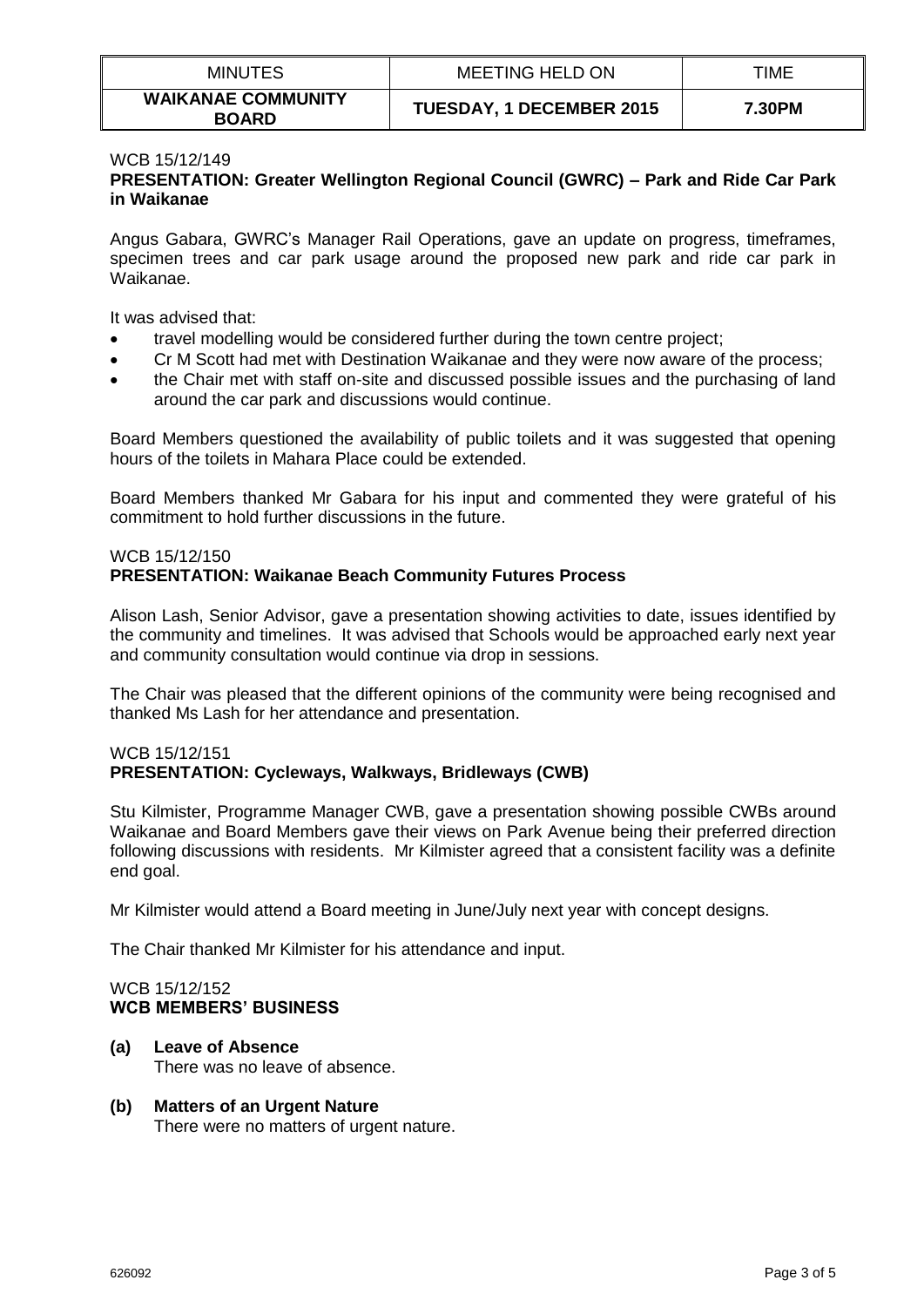WCB 15/12/149
**PRESENTATION: Greater Wellington Regional Council (GWRC) – Park and Ride Car Park in Waikanae**

Angus Gabara, GWRC's Manager Rail Operations, gave an update on progress, timeframes, specimen trees and car park usage around the proposed new park and ride car park in Waikanae.

It was advised that:

- travel modelling would be considered further during the town centre project;
- Cr M Scott had met with Destination Waikanae and they were now aware of the process;
- the Chair met with staff on-site and discussed possible issues and the purchasing of land around the car park and discussions would continue.

Board Members questioned the availability of public toilets and it was suggested that opening hours of the toilets in Mahara Place could be extended.

Board Members thanked Mr Gabara for his input and commented they were grateful of his commitment to hold further discussions in the future.

WCB 15/12/150
**PRESENTATION: Waikanae Beach Community Futures Process**

Alison Lash, Senior Advisor, gave a presentation showing activities to date, issues identified by the community and timelines. It was advised that Schools would be approached early next year and community consultation would continue via drop in sessions.

The Chair was pleased that the different opinions of the community were being recognised and thanked Ms Lash for her attendance and presentation.

WCB 15/12/151
**PRESENTATION: Cycleways, Walkways, Bridleways (CWB)**

Stu Kilmister, Programme Manager CWB, gave a presentation showing possible CWBs around Waikanae and Board Members gave their views on Park Avenue being their preferred direction following discussions with residents. Mr Kilmister agreed that a consistent facility was a definite end goal.

Mr Kilmister would attend a Board meeting in June/July next year with concept designs.

The Chair thanked Mr Kilmister for his attendance and input.

WCB 15/12/152
**WCB MEMBERS' BUSINESS**

**(a) Leave of Absence**
There was no leave of absence.

**(b) Matters of an Urgent Nature**
There were no matters of urgent nature.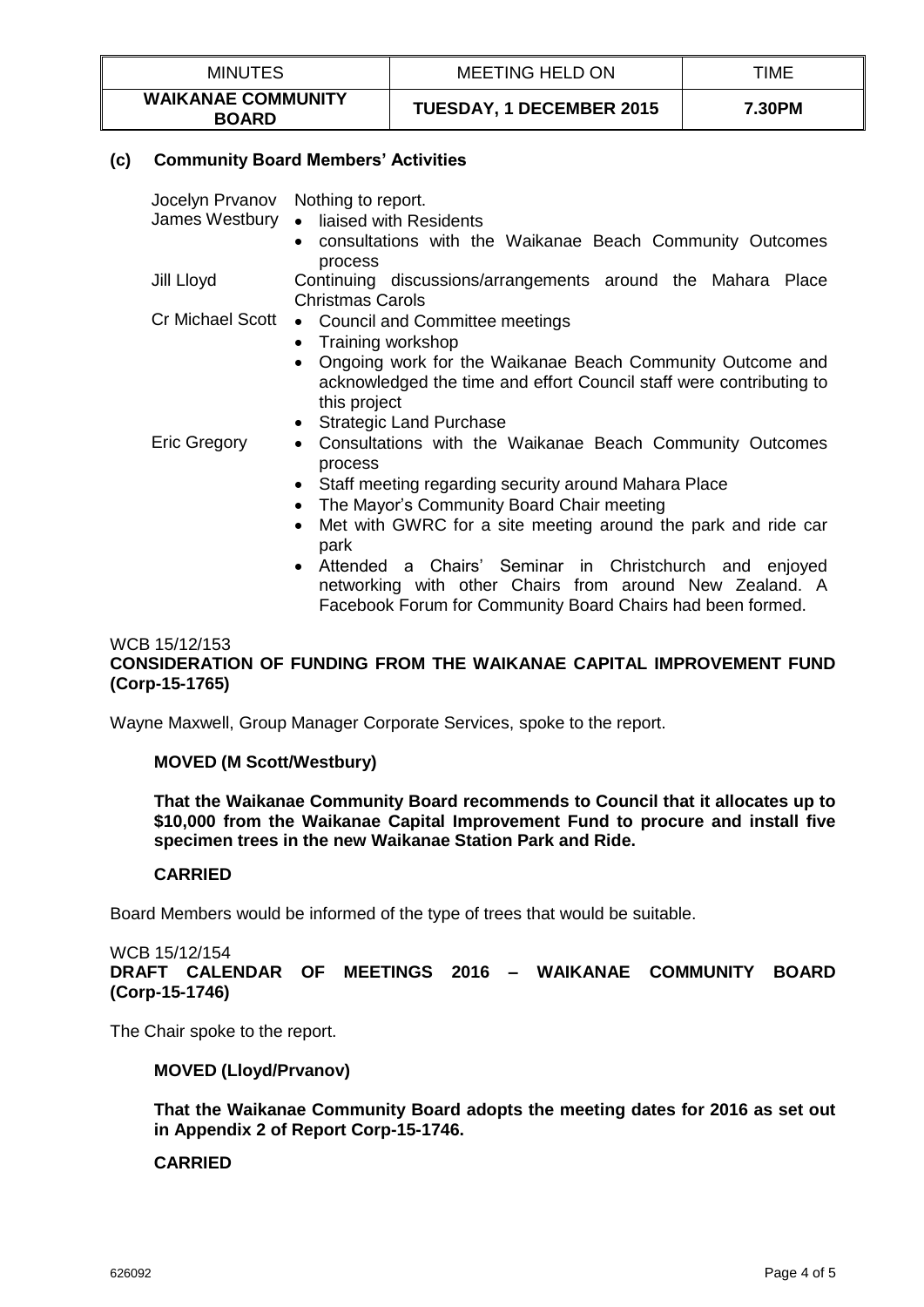| MINUTES | MEETING HELD ON | TIME |
|---|---|---|
| **WAIKANAE COMMUNITY BOARD** | **TUESDAY, 1 DECEMBER 2015** | **7.30PM** |

### (c) Community Board Members' Activities

| | |
|---|---|
| Jocelyn Prvanov | Nothing to report. |
| James Westbury | • liaised with Residents<br>• consultations with the Waikanae Beach Community Outcomes process |
| Jill Lloyd | Continuing discussions/arrangements around the Mahara Place Christmas Carols |
| Cr Michael Scott | • Council and Committee meetings<br>• Training workshop<br>• Ongoing work for the Waikanae Beach Community Outcome and acknowledged the time and effort Council staff were contributing to this project<br>• Strategic Land Purchase |
| Eric Gregory | • Consultations with the Waikanae Beach Community Outcomes process<br>• Staff meeting regarding security around Mahara Place<br>• The Mayor's Community Board Chair meeting<br>• Met with GWRC for a site meeting around the park and ride car park<br>• Attended a Chairs' Seminar in Christchurch and enjoyed networking with other Chairs from around New Zealand. A Facebook Forum for Community Board Chairs had been formed. |

WCB 15/12/153
**CONSIDERATION OF FUNDING FROM THE WAIKANAE CAPITAL IMPROVEMENT FUND (Corp-15-1765)**

Wayne Maxwell, Group Manager Corporate Services, spoke to the report.

**MOVED (M Scott/Westbury)**

**That the Waikanae Community Board recommends to Council that it allocates up to $10,000 from the Waikanae Capital Improvement Fund to procure and install five specimen trees in the new Waikanae Station Park and Ride.**

**CARRIED**

Board Members would be informed of the type of trees that would be suitable.

WCB 15/12/154
**DRAFT CALENDAR OF MEETINGS 2016 – WAIKANAE COMMUNITY BOARD (Corp-15-1746)**

The Chair spoke to the report.

**MOVED (Lloyd/Prvanov)**

**That the Waikanae Community Board adopts the meeting dates for 2016 as set out in Appendix 2 of Report Corp-15-1746.**

**CARRIED**

626092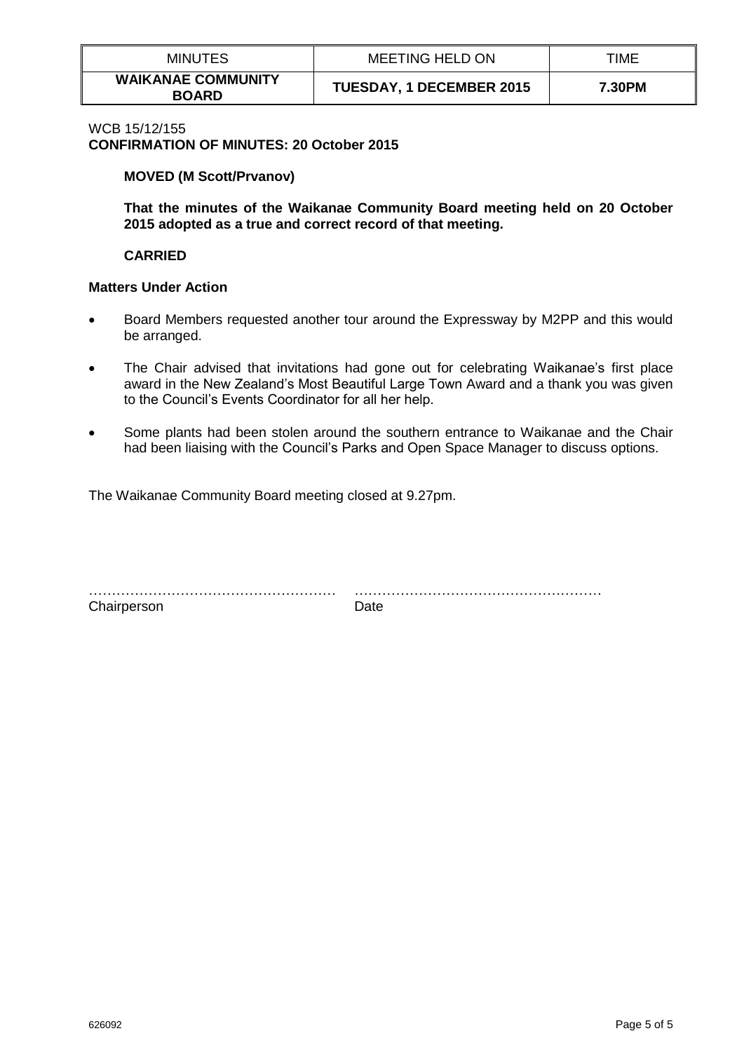| MINUTES | MEETING HELD ON | TIME |
| --- | --- | --- |
| **WAIKANAE COMMUNITY BOARD** | **TUESDAY, 1 DECEMBER 2015** | **7.30PM** |

WCB 15/12/155
**CONFIRMATION OF MINUTES: 20 October 2015**

**MOVED (M Scott/Prvanov)**

**That the minutes of the Waikanae Community Board meeting held on 20 October 2015 adopted as a true and correct record of that meeting.**

**CARRIED**

**Matters Under Action**

- Board Members requested another tour around the Expressway by M2PP and this would be arranged.
- The Chair advised that invitations had gone out for celebrating Waikanae's first place award in the New Zealand's Most Beautiful Large Town Award and a thank you was given to the Council's Events Coordinator for all her help.
- Some plants had been stolen around the southern entrance to Waikanae and the Chair had been liaising with the Council's Parks and Open Space Manager to discuss options.

The Waikanae Community Board meeting closed at 9.27pm.

……………………………………………… ………………………………………………
Chairperson Date

626092